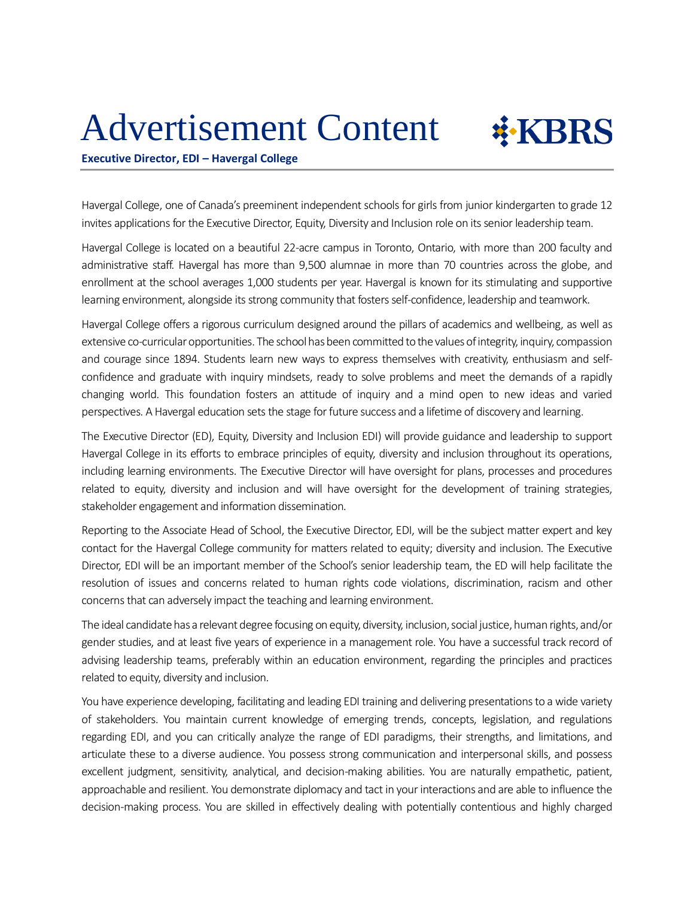# Advertisement Content

KBRS

**Executive Director, EDI – Havergal College**

Havergal College, one of Canada's preeminent independent schools for girls from junior kindergarten to grade 12 invites applications for the Executive Director, Equity, Diversity and Inclusion role on its senior leadership team.

Havergal College is located on a beautiful 22-acre campus in Toronto, Ontario, with more than 200 faculty and administrative staff. Havergal has more than 9,500 alumnae in more than 70 countries across the globe, and enrollment at the school averages 1,000 students per year. Havergal is known for its stimulating and supportive learning environment, alongside its strong community that fosters self-confidence, leadership and teamwork.

Havergal College offers a rigorous curriculum designed around the pillars of academics and wellbeing, as well as extensive co-curricular opportunities. The school has been committed to the values of integrity, inquiry, compassion and courage since 1894. Students learn new ways to express themselves with creativity, enthusiasm and self-confidence and graduate with inquiry mindsets, ready to solve problems and meet the demands of a rapidly changing world. This foundation fosters an attitude of inquiry and a mind open to new ideas and varied perspectives. A Havergal education sets the stage for future success and a lifetime of discovery and learning.

The Executive Director (ED), Equity, Diversity and Inclusion EDI) will provide guidance and leadership to support Havergal College in its efforts to embrace principles of equity, diversity and inclusion throughout its operations, including learning environments. The Executive Director will have oversight for plans, processes and procedures related to equity, diversity and inclusion and will have oversight for the development of training strategies, stakeholder engagement and information dissemination.

Reporting to the Associate Head of School, the Executive Director, EDI, will be the subject matter expert and key contact for the Havergal College community for matters related to equity; diversity and inclusion. The Executive Director, EDI will be an important member of the School's senior leadership team, the ED will help facilitate the resolution of issues and concerns related to human rights code violations, discrimination, racism and other concerns that can adversely impact the teaching and learning environment.

The ideal candidate has a relevant degree focusing on equity, diversity, inclusion, social justice, human rights, and/or gender studies, and at least five years of experience in a management role. You have a successful track record of advising leadership teams, preferably within an education environment, regarding the principles and practices related to equity, diversity and inclusion.

You have experience developing, facilitating and leading EDI training and delivering presentations to a wide variety of stakeholders. You maintain current knowledge of emerging trends, concepts, legislation, and regulations regarding EDI, and you can critically analyze the range of EDI paradigms, their strengths, and limitations, and articulate these to a diverse audience. You possess strong communication and interpersonal skills, and possess excellent judgment, sensitivity, analytical, and decision-making abilities. You are naturally empathetic, patient, approachable and resilient. You demonstrate diplomacy and tact in your interactions and are able to influence the decision-making process. You are skilled in effectively dealing with potentially contentious and highly charged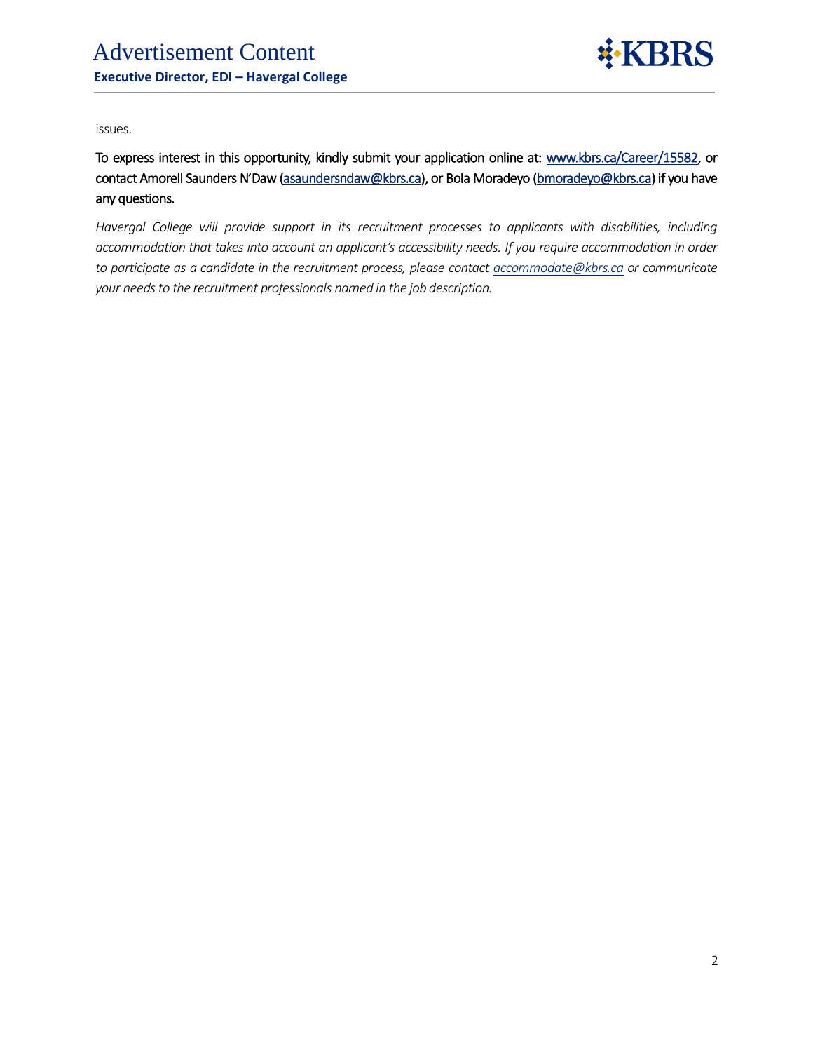issues.

To express interest in this opportunity, kindly submit your application online at: www.kbrs.ca/Career/15582, or contact Amorell Saunders N'Daw (asaundersndaw@kbrs.ca), or Bola Moradeyo (bmoradeyo@kbrs.ca) if you have any questions.

*Havergal College will provide support in its recruitment processes to applicants with disabilities, including accommodation that takes into account an applicant's accessibility needs. If you require accommodation in order to participate as a candidate in the recruitment process, please contact accommodate@kbrs.ca or communicate your needs to the recruitment professionals named in the job description.*